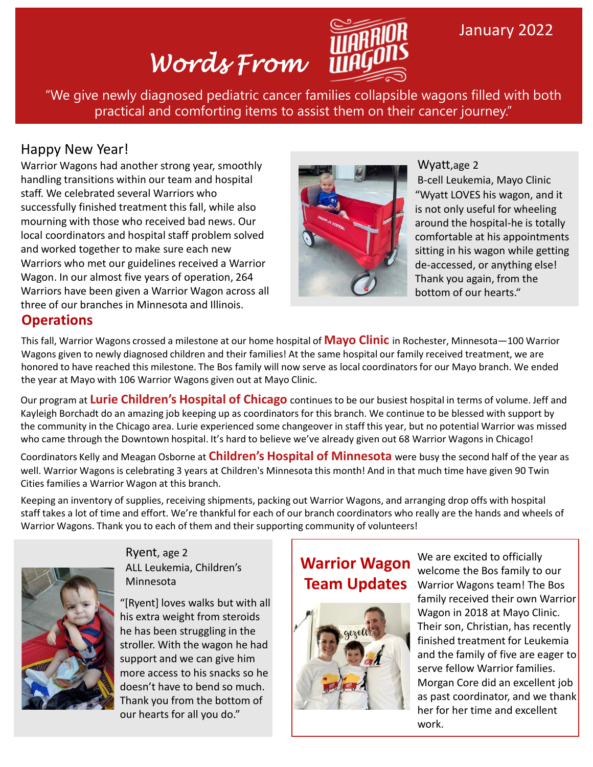# Words From Warrior Wagons

January 2022

"We give newly diagnosed pediatric cancer families collapsible wagons filled with both practical and comforting items to assist them on their cancer journey."

## Happy New Year!

Warrior Wagons had another strong year, smoothly handling transitions within our team and hospital staff. We celebrated several Warriors who successfully finished treatment this fall, while also mourning with those who received bad news. Our local coordinators and hospital staff problem solved and worked together to make sure each new Warriors who met our guidelines received a Warrior Wagon. In our almost five years of operation, 264 Warriors have been given a Warrior Wagon across all three of our branches in Minnesota and Illinois.

Wyatt, age 2
B-cell Leukemia, Mayo Clinic
"Wyatt LOVES his wagon, and it is not only useful for wheeling around the hospital-he is totally comfortable at his appointments sitting in his wagon while getting de-accessed, or anything else! Thank you again, from the bottom of our hearts."

## Operations

This fall, Warrior Wagons crossed a milestone at our home hospital of **Mayo Clinic** in Rochester, Minnesota—100 Warrior Wagons given to newly diagnosed children and their families! At the same hospital our family received treatment, we are honored to have reached this milestone. The Bos family will now serve as local coordinators for our Mayo branch. We ended the year at Mayo with 106 Warrior Wagons given out at Mayo Clinic.

Our program at **Lurie Children's Hospital of Chicago** continues to be our busiest hospital in terms of volume. Jeff and Kayleigh Borchadt do an amazing job keeping up as coordinators for this branch. We continue to be blessed with support by the community in the Chicago area. Lurie experienced some changeover in staff this year, but no potential Warrior was missed who came through the Downtown hospital. It's hard to believe we've already given out 68 Warrior Wagons in Chicago!

Coordinators Kelly and Meagan Osborne at **Children's Hospital of Minnesota** were busy the second half of the year as well. Warrior Wagons is celebrating 3 years at Children's Minnesota this month! And in that much time have given 90 Twin Cities families a Warrior Wagon at this branch.

Keeping an inventory of supplies, receiving shipments, packing out Warrior Wagons, and arranging drop offs with hospital staff takes a lot of time and effort. We're thankful for each of our branch coordinators who really are the hands and wheels of Warrior Wagons. Thank you to each of them and their supporting community of volunteers!

Ryent, age 2
ALL Leukemia, Children's Minnesota

"[Ryent] loves walks but with all his extra weight from steroids he has been struggling in the stroller. With the wagon he had support and we can give him more access to his snacks so he doesn't have to bend so much. Thank you from the bottom of our hearts for all you do."

## Warrior Wagon Team Updates

We are excited to officially welcome the Bos family to our Warrior Wagons team! The Bos family received their own Warrior Wagon in 2018 at Mayo Clinic. Their son, Christian, has recently finished treatment for Leukemia and the family of five are eager to serve fellow Warrior families. Morgan Core did an excellent job as past coordinator, and we thank her for her time and excellent work.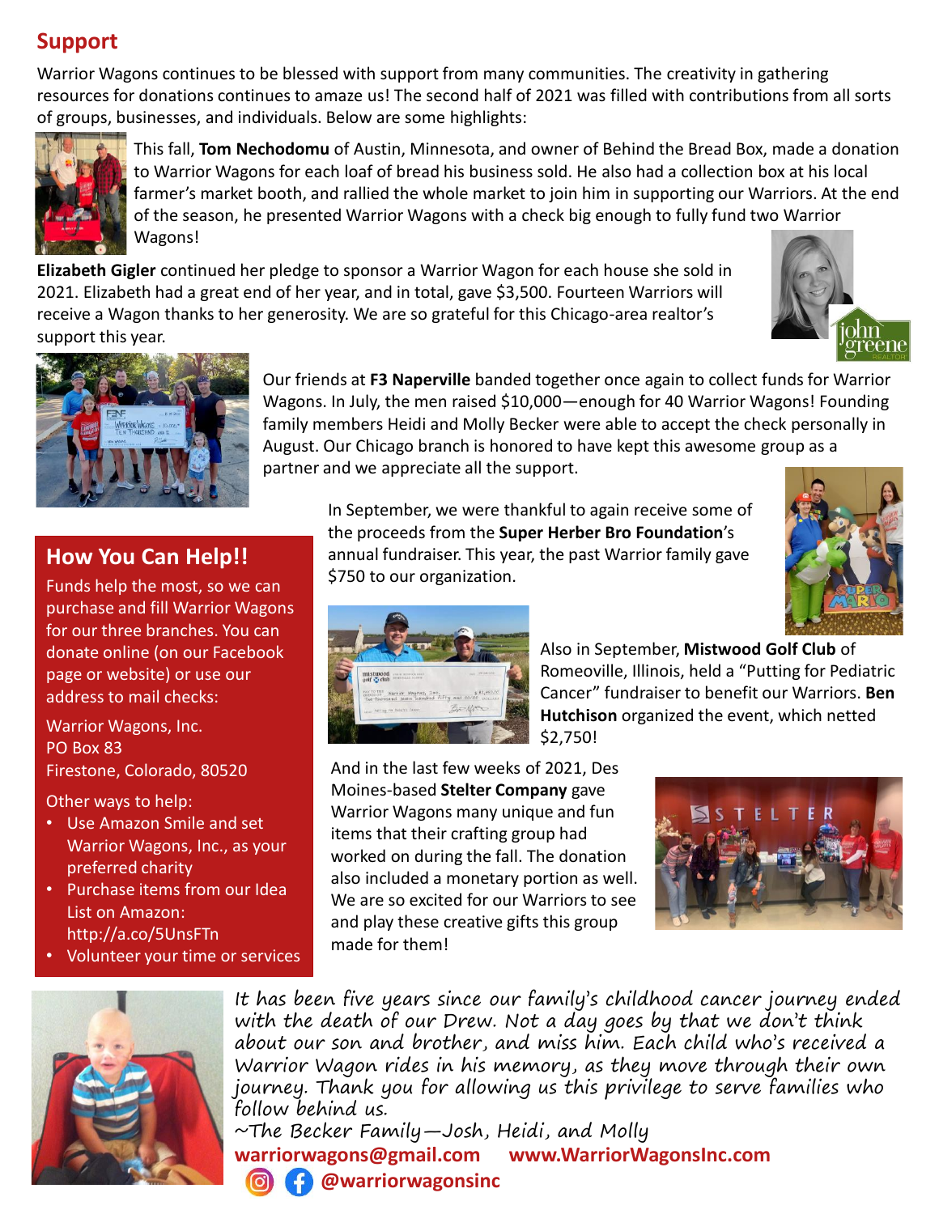## Support

Warrior Wagons continues to be blessed with support from many communities. The creativity in gathering resources for donations continues to amaze us! The second half of 2021 was filled with contributions from all sorts of groups, businesses, and individuals. Below are some highlights:

This fall, **Tom Nechodomu** of Austin, Minnesota, and owner of Behind the Bread Box, made a donation to Warrior Wagons for each loaf of bread his business sold. He also had a collection box at his local farmer's market booth, and rallied the whole market to join him in supporting our Warriors. At the end of the season, he presented Warrior Wagons with a check big enough to fully fund two Warrior Wagons!

**Elizabeth Gigler** continued her pledge to sponsor a Warrior Wagon for each house she sold in 2021. Elizabeth had a great end of her year, and in total, gave $3,500. Fourteen Warriors will receive a Wagon thanks to her generosity. We are so grateful for this Chicago-area realtor's support this year.

Our friends at **F3 Naperville** banded together once again to collect funds for Warrior Wagons. In July, the men raised $10,000—enough for 40 Warrior Wagons! Founding family members Heidi and Molly Becker were able to accept the check personally in August. Our Chicago branch is honored to have kept this awesome group as a partner and we appreciate all the support.

In September, we were thankful to again receive some of the proceeds from the **Super Herber Bro Foundation**'s annual fundraiser. This year, the past Warrior family gave $750 to our organization.

Also in September, **Mistwood Golf Club** of Romeoville, Illinois, held a "Putting for Pediatric Cancer" fundraiser to benefit our Warriors. **Ben Hutchison** organized the event, which netted $2,750!

And in the last few weeks of 2021, Des Moines-based **Stelter Company** gave Warrior Wagons many unique and fun items that their crafting group had worked on during the fall. The donation also included a monetary portion as well. We are so excited for our Warriors to see and play these creative gifts this group made for them!

### How You Can Help!!

Funds help the most, so we can purchase and fill Warrior Wagons for our three branches. You can donate online (on our Facebook page or website) or use our address to mail checks:

Warrior Wagons, Inc.
PO Box 83
Firestone, Colorado, 80520

Other ways to help:

- Use Amazon Smile and set Warrior Wagons, Inc., as your preferred charity
- Purchase items from our Idea List on Amazon: http://a.co/5UnsFTn
- Volunteer your time or services

*It has been five years since our family's childhood cancer journey ended with the death of our Drew. Not a day goes by that we don't think about our son and brother, and miss him. Each child who's received a Warrior Wagon rides in his memory, as they move through their own journey. Thank you for allowing us this privilege to serve families who follow behind us.*

*~The Becker Family—Josh, Heidi, and Molly*

**warriorwagons@gmail.com** **www.WarriorWagonsInc.com**

**@warriorwagonsinc**